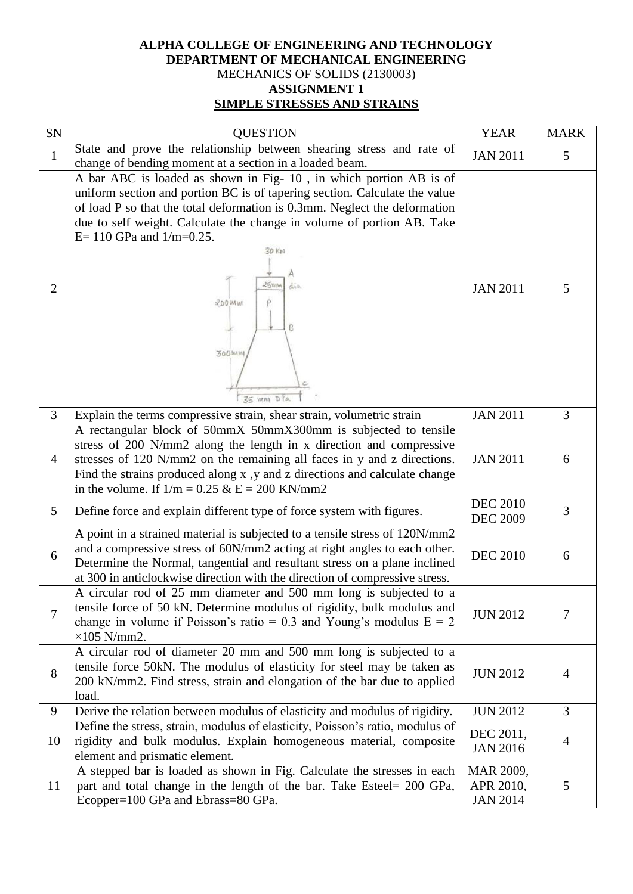**ALPHA COLLEGE OF ENGINEERING AND TECHNOLOGY**

**DEPARTMENT OF MECHANICAL ENGINEERING**

MECHANICS OF SOLIDS (2130003)

**ASSIGNMENT 1**

**SIMPLE STRESSES AND STRAINS**

| SN | QUESTION | YEAR | MARK |
|---|---|---|---|
| 1 | State and prove the relationship between shearing stress and rate of change of bending moment at a section in a loaded beam. | JAN 2011 | 5 |
| 2 | A bar ABC is loaded as shown in Fig- 10 , in which portion AB is of uniform section and portion BC is of tapering section. Calculate the value of load P so that the total deformation is 0.3mm. Neglect the deformation due to self weight. Calculate the change in volume of portion AB. Take E= 110 GPa and 1/m=0.25. | JAN 2011 | 5 |
| 3 | Explain the terms compressive strain, shear strain, volumetric strain | JAN 2011 | 3 |
| 4 | A rectangular block of 50mmX 50mmX300mm is subjected to tensile stress of 200 N/mm2 along the length in x direction and compressive stresses of 120 N/mm2 on the remaining all faces in y and z directions. Find the strains produced along x ,y and z directions and calculate change in the volume. If 1/m = 0.25 & E = 200 KN/mm2 | JAN 2011 | 6 |
| 5 | Define force and explain different type of force system with figures. | DEC 2010 DEC 2009 | 3 |
| 6 | A point in a strained material is subjected to a tensile stress of 120N/mm2 and a compressive stress of 60N/mm2 acting at right angles to each other. Determine the Normal, tangential and resultant stress on a plane inclined at 300 in anticlockwise direction with the direction of compressive stress. | DEC 2010 | 6 |
| 7 | A circular rod of 25 mm diameter and 500 mm long is subjected to a tensile force of 50 kN. Determine modulus of rigidity, bulk modulus and change in volume if Poisson's ratio = 0.3 and Young's modulus E = 2 ×105 N/mm2. | JUN 2012 | 7 |
| 8 | A circular rod of diameter 20 mm and 500 mm long is subjected to a tensile force 50kN. The modulus of elasticity for steel may be taken as 200 kN/mm2. Find stress, strain and elongation of the bar due to applied load. | JUN 2012 | 4 |
| 9 | Derive the relation between modulus of elasticity and modulus of rigidity. | JUN 2012 | 3 |
| 10 | Define the stress, strain, modulus of elasticity, Poisson's ratio, modulus of rigidity and bulk modulus. Explain homogeneous material, composite element and prismatic element. | DEC 2011, JAN 2016 | 4 |
| 11 | A stepped bar is loaded as shown in Fig. Calculate the stresses in each part and total change in the length of the bar. Take Esteel= 200 GPa, Ecopper=100 GPa and Ebrass=80 GPa. | MAR 2009, APR 2010, JAN 2014 | 5 |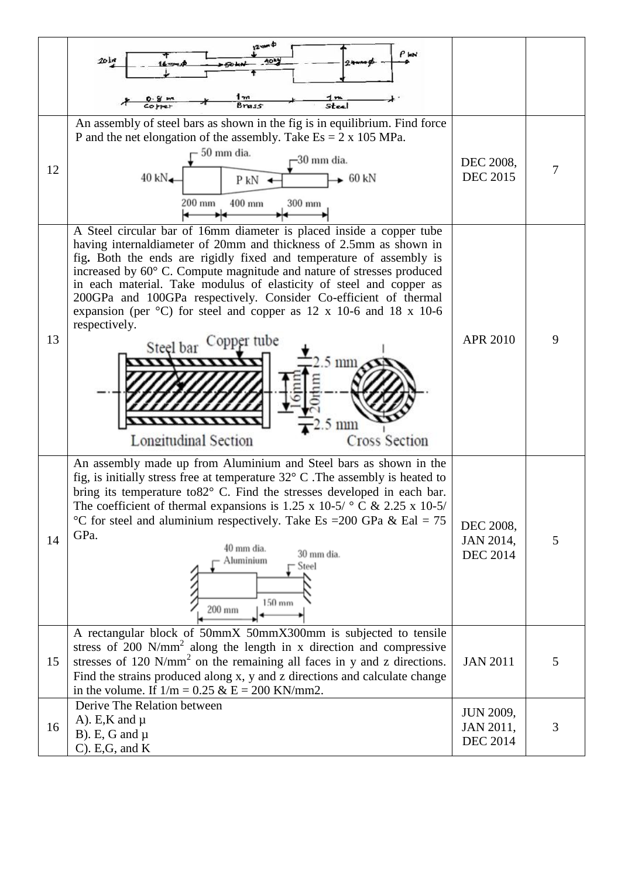| | | | |
|---|---|---|---|
| | 20 kN, 16 mm φ, 12 mm φ, 50 kN, 40 kN, 24 mm φ, P kN; 0.8 m Copper, 1 m Brass, 1 m Steel | | |
| 12 | An assembly of steel bars as shown in the fig is in equilibrium. Find force P and the net elongation of the assembly. Take Es = 2 x 105 MPa. <br> 50 mm dia., 30 mm dia., 40 kN, P kN, 60 kN, 200 mm, 400 mm, 300 mm | DEC 2008, DEC 2015 | 7 |
| 13 | A Steel circular bar of 16mm diameter is placed inside a copper tube having internaldiameter of 20mm and thickness of 2.5mm as shown in fig**.** Both the ends are rigidly fixed and temperature of assembly is increased by 60° C. Compute magnitude and nature of stresses produced in each material. Take modulus of elasticity of steel and copper as 200GPa and 100GPa respectively. Consider Co-efficient of thermal expansion (per °C) for steel and copper as 12 x 10-6 and 18 x 10-6 respectively. <br> Steel bar, Copper tube, 2.5 mm, 16mm, 20mm, 2.5 mm, Longitudinal Section, Cross Section | APR 2010 | 9 |
| 14 | An assembly made up from Aluminium and Steel bars as shown in the fig, is initially stress free at temperature 32° C .The assembly is heated to bring its temperature to82° C. Find the stresses developed in each bar. The coefficient of thermal expansions is 1.25 x 10-5/ ° C & 2.25 x 10-5/ °C for steel and aluminium respectively. Take Es =200 GPa & Eal = 75 GPa. <br> 40 mm dia. Aluminium, 30 mm dia. Steel, 200 mm, 150 mm | DEC 2008, JAN 2014, DEC 2014 | 5 |
| 15 | A rectangular block of 50mmX 50mmX300mm is subjected to tensile stress of 200 $N/mm^2$ along the length in x direction and compressive stresses of 120 $N/mm^2$ on the remaining all faces in y and z directions. Find the strains produced along x, y and z directions and calculate change in the volume. If 1/m = 0.25 & E = 200 KN/mm2. | JAN 2011 | 5 |
| 16 | Derive The Relation between <br> A). E,K and μ <br> B). E, G and μ <br> C). E,G, and K | JUN 2009, JAN 2011, DEC 2014 | 3 |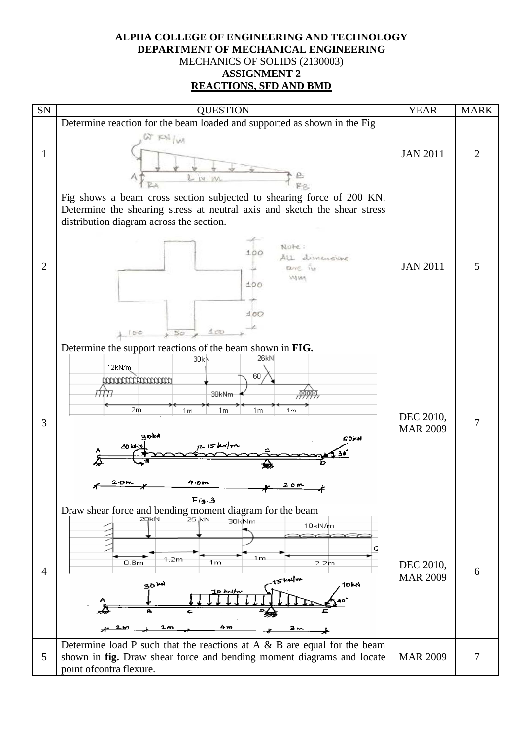**ALPHA COLLEGE OF ENGINEERING AND TECHNOLOGY**
**DEPARTMENT OF MECHANICAL ENGINEERING**
MECHANICS OF SOLIDS (2130003)
**ASSIGNMENT 2**
**REACTIONS, SFD AND BMD**

| SN | QUESTION | YEAR | MARK |
|---|---|---|---|
| 1 | Determine reaction for the beam loaded and supported as shown in the Fig | JAN 2011 | 2 |
| 2 | Fig shows a beam cross section subjected to shearing force of 200 KN. Determine the shearing stress at neutral axis and sketch the shear stress distribution diagram across the section. | JAN 2011 | 5 |
| 3 | Determine the support reactions of the beam shown in **FIG.** | DEC 2010, MAR 2009 | 7 |
| 4 | Draw shear force and bending moment diagram for the beam | DEC 2010, MAR 2009 | 6 |
| 5 | Determine load P such that the reactions at A & B are equal for the beam shown in **fig.** Draw shear force and bending moment diagrams and locate point ofcontra flexure. | MAR 2009 | 7 |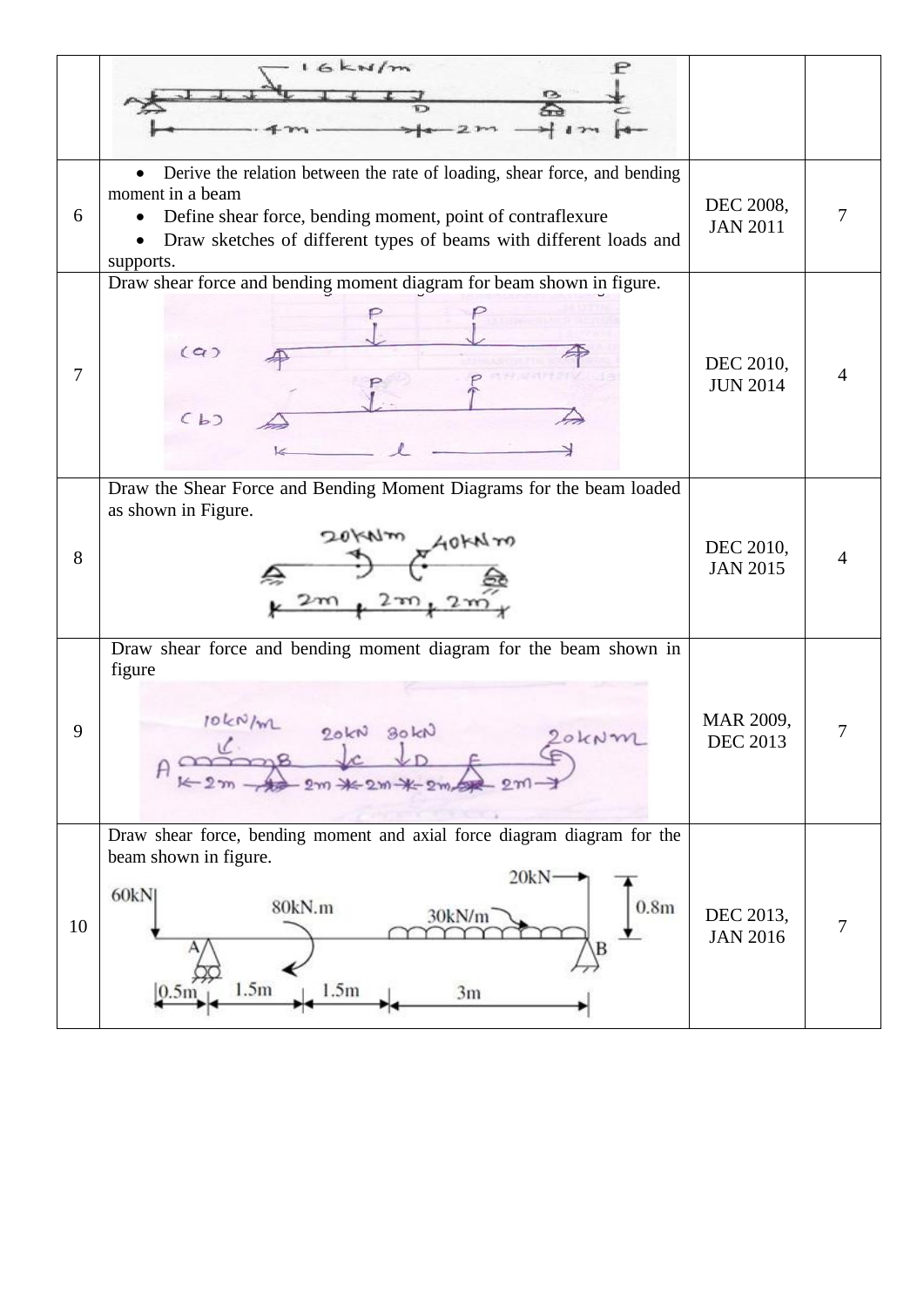|  |  |  |  |
| --- | --- | --- | --- |
|  | 16kN/m, P, A, D, B, C, 4m, 2m, 1m |  |  |
| 6 | • Derive the relation between the rate of loading, shear force, and bending moment in a beam<br>• Define shear force, bending moment, point of contraflexure<br>• Draw sketches of different types of beams with different loads and supports. | DEC 2008, JAN 2011 | 7 |
| 7 | Draw shear force and bending moment diagram for beam shown in figure.<br>(a) P, P<br>(b) P, P<br>$l$ | DEC 2010, JUN 2014 | 4 |
| 8 | Draw the Shear Force and Bending Moment Diagrams for the beam loaded as shown in Figure.<br>20kNm, 40kNm<br>2m, 2m, 2m | DEC 2010, JAN 2015 | 4 |
| 9 | Draw shear force and bending moment diagram for the beam shown in figure<br>10kN/m, 20kN, 30kN, 20kNm<br>A, B, C, D, E, F<br>2m, 2m, 2m, 2m, 2m | MAR 2009, DEC 2013 | 7 |
| 10 | Draw shear force, bending moment and axial force diagram diagram for the beam shown in figure.<br>60kN, 80kN.m, 30kN/m, 20kN, 0.8m<br>A, B<br>0.5m, 1.5m, 1.5m, 3m | DEC 2013, JAN 2016 | 7 |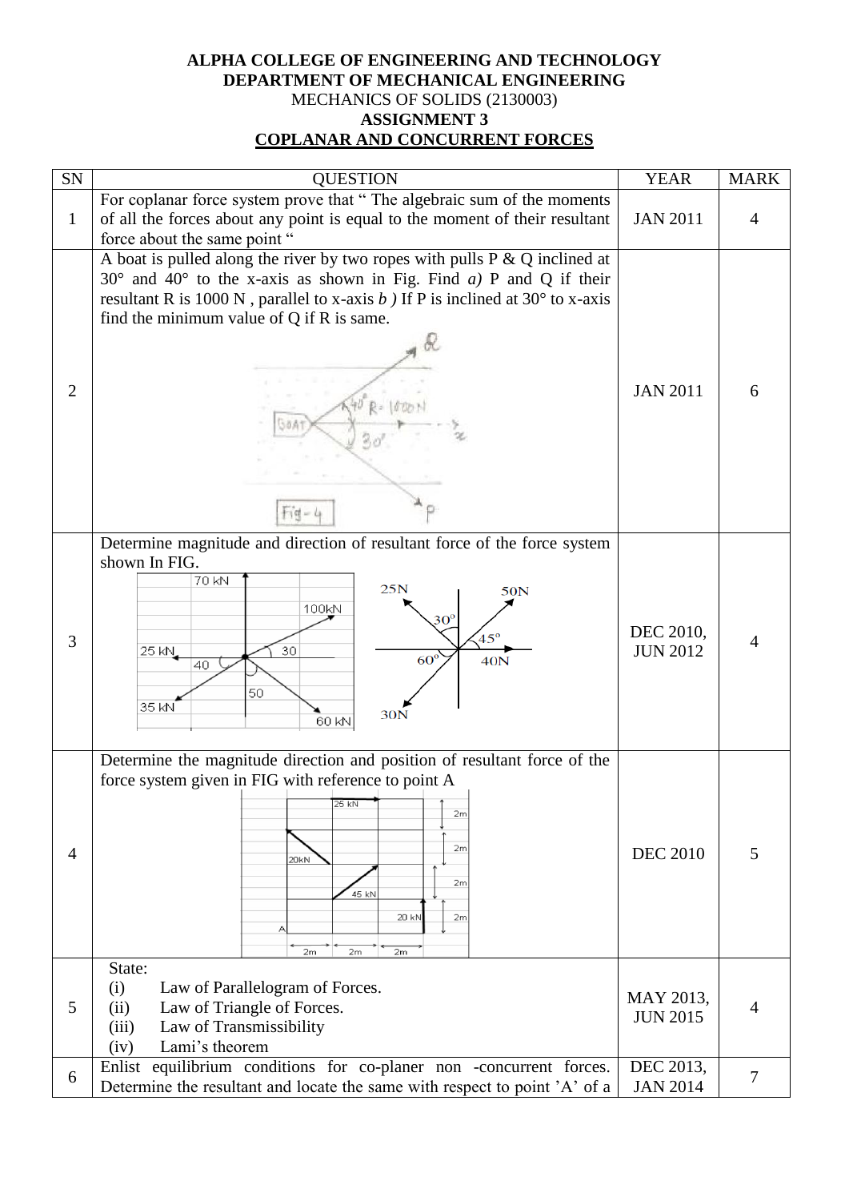**ALPHA COLLEGE OF ENGINEERING AND TECHNOLOGY**
**DEPARTMENT OF MECHANICAL ENGINEERING**
MECHANICS OF SOLIDS (2130003)
**ASSIGNMENT 3**
**COPLANAR AND CONCURRENT FORCES**

| SN | QUESTION | YEAR | MARK |
|---|---|---|---|
| 1 | For coplanar force system prove that " The algebraic sum of the moments of all the forces about any point is equal to the moment of their resultant force about the same point " | JAN 2011 | 4 |
| 2 | A boat is pulled along the river by two ropes with pulls P & Q inclined at 30° and 40° to the x-axis as shown in Fig. Find *a)* P and Q if their resultant R is 1000 N , parallel to x-axis *b )* If P is inclined at 30° to x-axis find the minimum value of Q if R is same. | JAN 2011 | 6 |
| 3 | Determine magnitude and direction of resultant force of the force system shown In FIG. | DEC 2010, JUN 2012 | 4 |
| 4 | Determine the magnitude direction and position of resultant force of the force system given in FIG with reference to point A | DEC 2010 | 5 |
| 5 | State: (i) Law of Parallelogram of Forces. (ii) Law of Triangle of Forces. (iii) Law of Transmissibility (iv) Lami's theorem | MAY 2013, JUN 2015 | 4 |
| 6 | Enlist equilibrium conditions for co-planer non -concurrent forces. Determine the resultant and locate the same with respect to point 'A' of a | DEC 2013, JAN 2014 | 7 |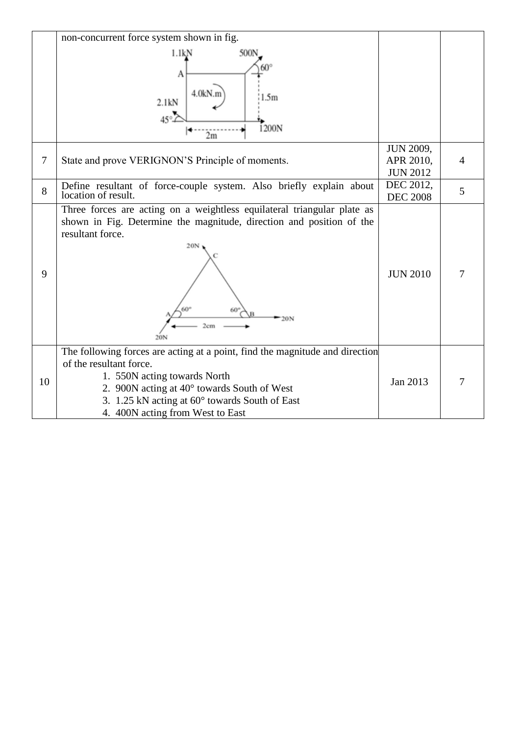|  |  |  |  |
|---|---|---|---|
|  | non-concurrent force system shown in fig. |  |  |
| 7 | State and prove VERIGNON'S Principle of moments. | JUN 2009, APR 2010, JUN 2012 | 4 |
| 8 | Define resultant of force-couple system. Also briefly explain about location of result. | DEC 2012, DEC 2008 | 5 |
| 9 | Three forces are acting on a weightless equilateral triangular plate as shown in Fig. Determine the magnitude, direction and position of the resultant force. | JUN 2010 | 7 |
| 10 | The following forces are acting at a point, find the magnitude and direction of the resultant force.<br>1. 550N acting towards North<br>2. 900N acting at 40° towards South of West<br>3. 1.25 kN acting at 60° towards South of East<br>4. 400N acting from West to East | Jan 2013 | 7 |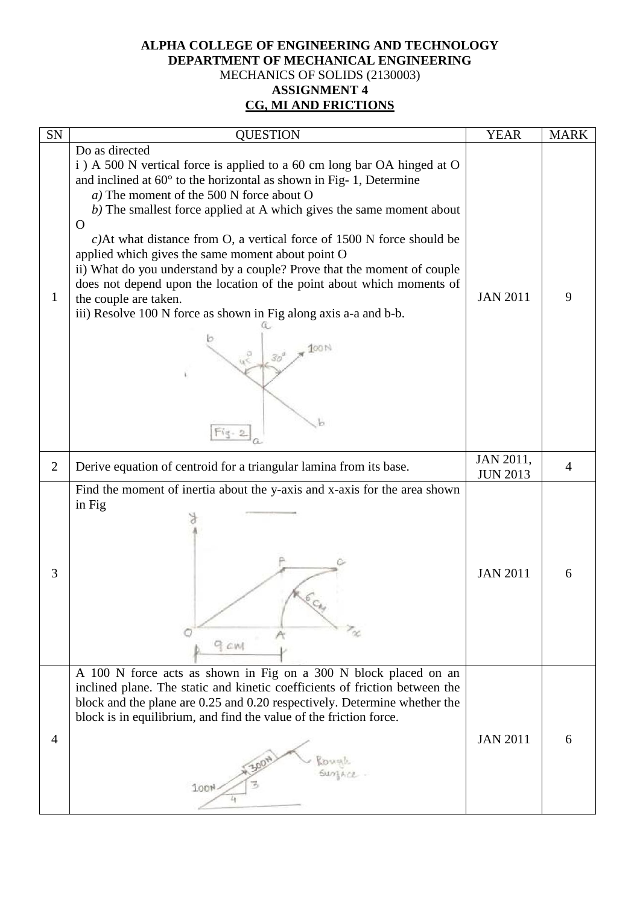**ALPHA COLLEGE OF ENGINEERING AND TECHNOLOGY**
**DEPARTMENT OF MECHANICAL ENGINEERING**
MECHANICS OF SOLIDS (2130003)
**ASSIGNMENT 4**
**CG, MI AND FRICTIONS**

| SN | QUESTION | YEAR | MARK |
|---|---|---|---|
| 1 | Do as directed<br>i ) A 500 N vertical force is applied to a 60 cm long bar OA hinged at O and inclined at 60° to the horizontal as shown in Fig- 1, Determine<br>*a)* The moment of the 500 N force about O<br>*b)* The smallest force applied at A which gives the same moment about O<br>*c)*At what distance from O, a vertical force of 1500 N force should be applied which gives the same moment about point O<br>ii) What do you understand by a couple? Prove that the moment of couple does not depend upon the location of the point about which moments of the couple are taken.<br>iii) Resolve 100 N force as shown in Fig along axis a-a and b-b. | JAN 2011 | 9 |
| 2 | Derive equation of centroid for a triangular lamina from its base. | JAN 2011, JUN 2013 | 4 |
| 3 | Find the moment of inertia about the y-axis and x-axis for the area shown in Fig | JAN 2011 | 6 |
| 4 | A 100 N force acts as shown in Fig on a 300 N block placed on an inclined plane. The static and kinetic coefficients of friction between the block and the plane are 0.25 and 0.20 respectively. Determine whether the block is in equilibrium, and find the value of the friction force. | JAN 2011 | 6 |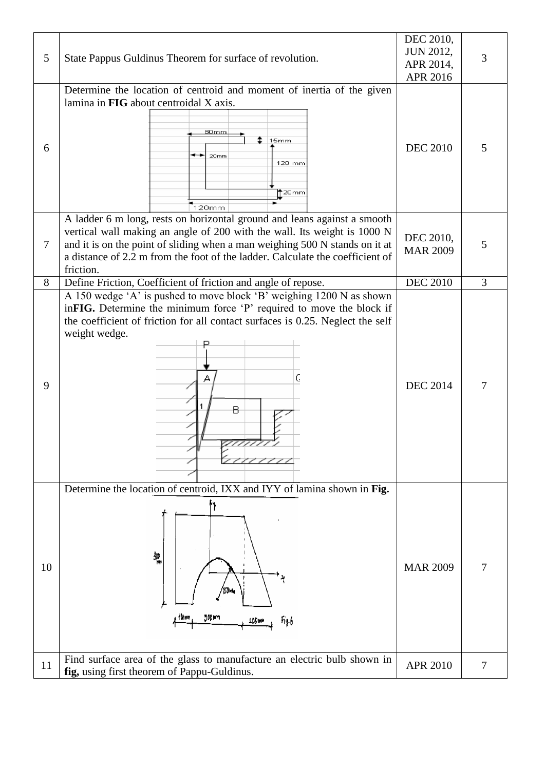| | | | |
|---|---|---|---|
| 5 | State Pappus Guldinus Theorem for surface of revolution. | DEC 2010, JUN 2012, APR 2014, APR 2016 | 3 |
| 6 | Determine the location of centroid and moment of inertia of the given lamina in **FIG** about centroidal X axis. | DEC 2010 | 5 |
| 7 | A ladder 6 m long, rests on horizontal ground and leans against a smooth vertical wall making an angle of 200 with the wall. Its weight is 1000 N and it is on the point of sliding when a man weighing 500 N stands on it at a distance of 2.2 m from the foot of the ladder. Calculate the coefficient of friction. | DEC 2010, MAR 2009 | 5 |
| 8 | Define Friction, Coefficient of friction and angle of repose. | DEC 2010 | 3 |
| 9 | A 150 wedge 'A' is pushed to move block 'B' weighing 1200 N as shown in**FIG.** Determine the minimum force 'P' required to move the block if the coefficient of friction for all contact surfaces is 0.25. Neglect the self weight wedge. | DEC 2014 | 7 |
| 10 | Determine the location of centroid, IXX and IYY of lamina shown in **Fig.** | MAR 2009 | 7 |
| 11 | Find surface area of the glass to manufacture an electric bulb shown in **fig,** using first theorem of Pappu-Guldinus. | APR 2010 | 7 |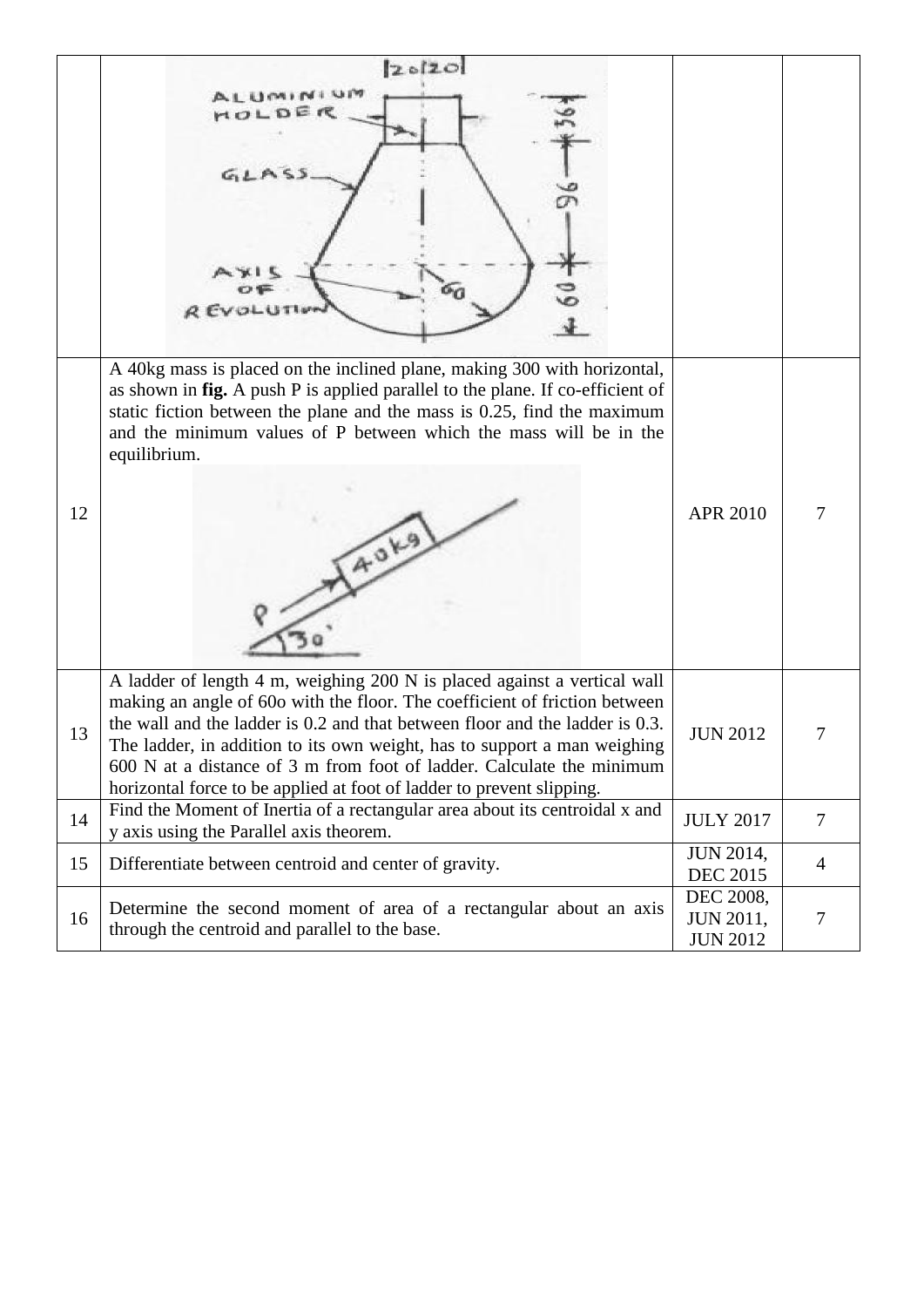| | | | |
|---|---|---|---|
| | | | |
| 12 | A 40kg mass is placed on the inclined plane, making 300 with horizontal, as shown in **fig.** A push P is applied parallel to the plane. If co-efficient of static fiction between the plane and the mass is 0.25, find the maximum and the minimum values of P between which the mass will be in the equilibrium. | APR 2010 | 7 |
| 13 | A ladder of length 4 m, weighing 200 N is placed against a vertical wall making an angle of 60o with the floor. The coefficient of friction between the wall and the ladder is 0.2 and that between floor and the ladder is 0.3. The ladder, in addition to its own weight, has to support a man weighing 600 N at a distance of 3 m from foot of ladder. Calculate the minimum horizontal force to be applied at foot of ladder to prevent slipping. | JUN 2012 | 7 |
| 14 | Find the Moment of Inertia of a rectangular area about its centroidal x and y axis using the Parallel axis theorem. | JULY 2017 | 7 |
| 15 | Differentiate between centroid and center of gravity. | JUN 2014, DEC 2015 | 4 |
| 16 | Determine the second moment of area of a rectangular about an axis through the centroid and parallel to the base. | DEC 2008, JUN 2011, JUN 2012 | 7 |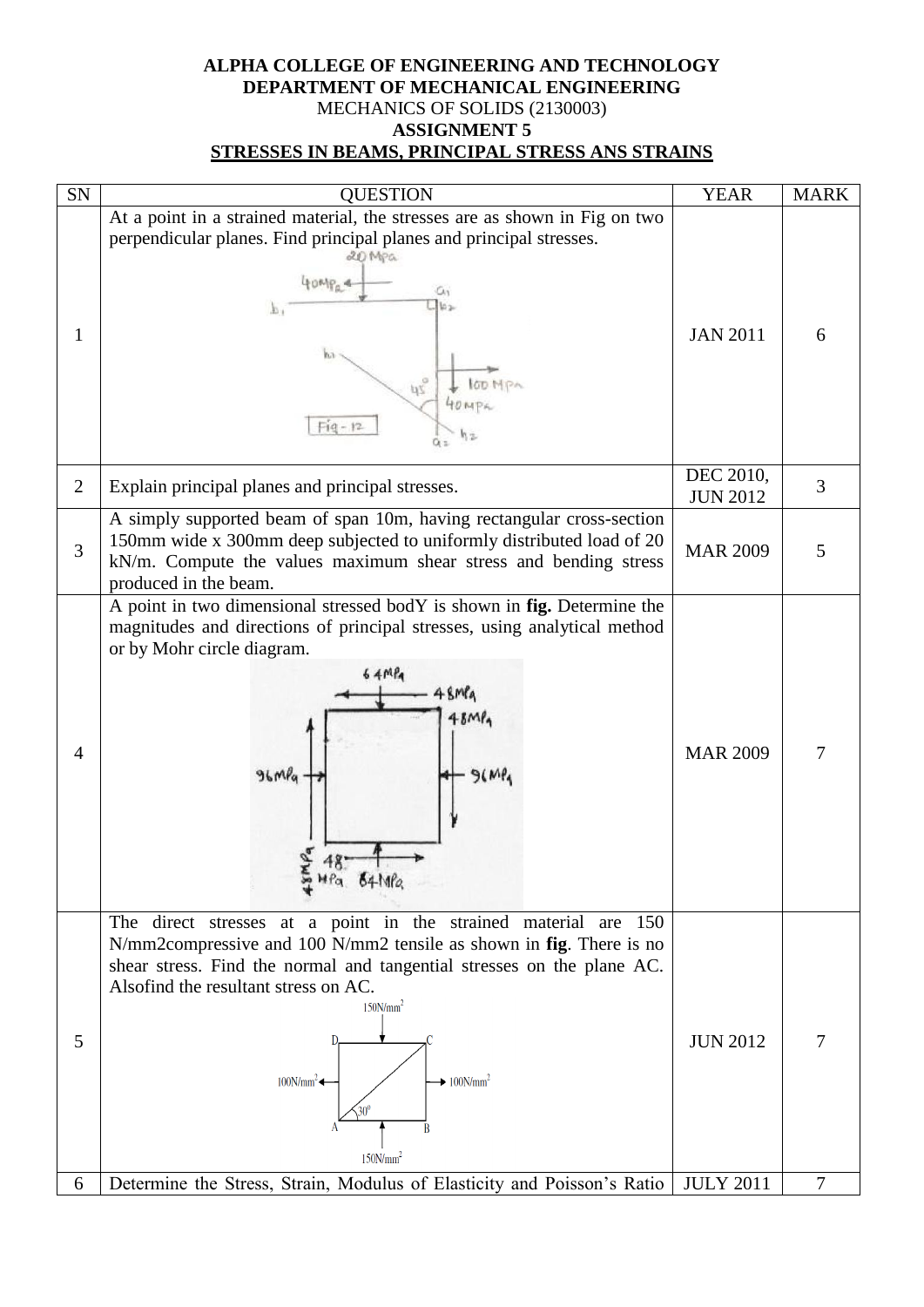**ALPHA COLLEGE OF ENGINEERING AND TECHNOLOGY**
**DEPARTMENT OF MECHANICAL ENGINEERING**
MECHANICS OF SOLIDS (2130003)
**ASSIGNMENT 5**
**STRESSES IN BEAMS, PRINCIPAL STRESS ANS STRAINS**

| SN | QUESTION | YEAR | MARK |
|---|---|---|---|
| 1 | At a point in a strained material, the stresses are as shown in Fig on two perpendicular planes. Find principal planes and principal stresses. | JAN 2011 | 6 |
| 2 | Explain principal planes and principal stresses. | DEC 2010, JUN 2012 | 3 |
| 3 | A simply supported beam of span 10m, having rectangular cross-section 150mm wide x 300mm deep subjected to uniformly distributed load of 20 kN/m. Compute the values maximum shear stress and bending stress produced in the beam. | MAR 2009 | 5 |
| 4 | A point in two dimensional stressed bodY is shown in **fig.** Determine the magnitudes and directions of principal stresses, using analytical method or by Mohr circle diagram. | MAR 2009 | 7 |
| 5 | The direct stresses at a point in the strained material are 150 N/mm2compressive and 100 N/mm2 tensile as shown in **fig**. There is no shear stress. Find the normal and tangential stresses on the plane AC. Alsofind the resultant stress on AC. | JUN 2012 | 7 |
| 6 | Determine the Stress, Strain, Modulus of Elasticity and Poisson's Ratio | JULY 2011 | 7 |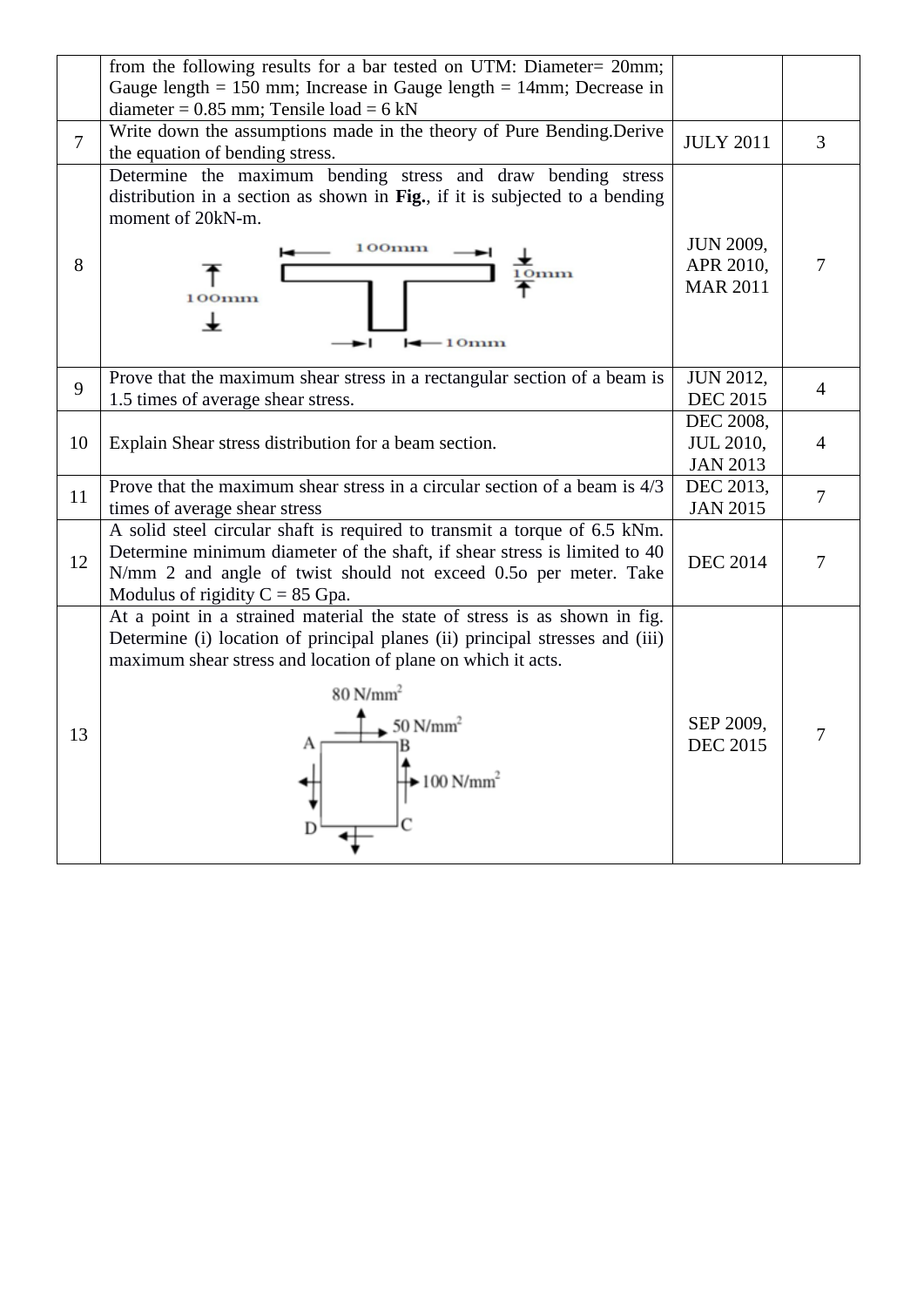| | | | |
|---|---|---|---|
| | from the following results for a bar tested on UTM: Diameter= 20mm; Gauge length = 150 mm; Increase in Gauge length = 14mm; Decrease in diameter = 0.85 mm; Tensile load = 6 kN | | |
| 7 | Write down the assumptions made in the theory of Pure Bending.Derive the equation of bending stress. | JULY 2011 | 3 |
| 8 | Determine the maximum bending stress and draw bending stress distribution in a section as shown in **Fig.**, if it is subjected to a bending moment of 20kN-m. 100mm 10mm 100mm 10mm | JUN 2009, APR 2010, MAR 2011 | 7 |
| 9 | Prove that the maximum shear stress in a rectangular section of a beam is 1.5 times of average shear stress. | JUN 2012, DEC 2015 | 4 |
| 10 | Explain Shear stress distribution for a beam section. | DEC 2008, JUL 2010, JAN 2013 | 4 |
| 11 | Prove that the maximum shear stress in a circular section of a beam is 4/3 times of average shear stress | DEC 2013, JAN 2015 | 7 |
| 12 | A solid steel circular shaft is required to transmit a torque of 6.5 kNm. Determine minimum diameter of the shaft, if shear stress is limited to 40 N/mm 2 and angle of twist should not exceed 0.5o per meter. Take Modulus of rigidity C = 85 Gpa. | DEC 2014 | 7 |
| 13 | At a point in a strained material the state of stress is as shown in fig. Determine (i) location of principal planes (ii) principal stresses and (iii) maximum shear stress and location of plane on which it acts. 80 N/mm$^2$ 50 N/mm$^2$ A B 100 N/mm$^2$ D C | SEP 2009, DEC 2015 | 7 |